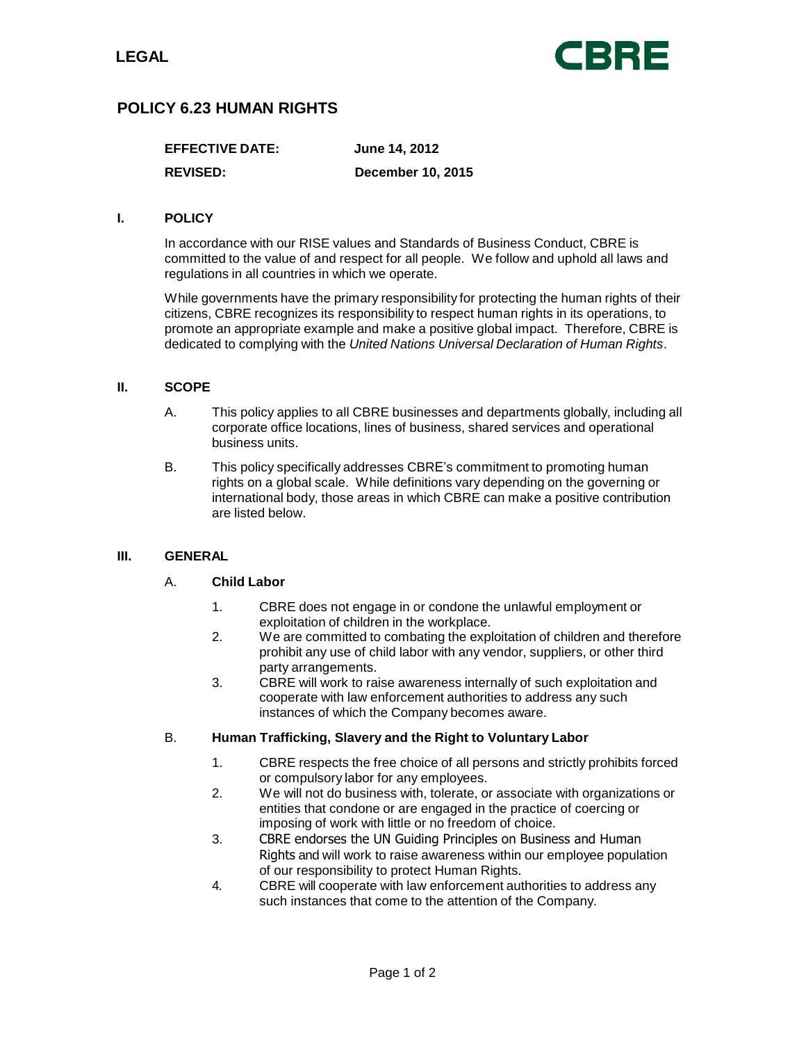**LEGAL**

CBRE

# POLICY 6.23 HUMAN RIGHTS

**EFFECTIVE DATE:** **June 14, 2012**

**REVISED:** **December 10, 2015**

## I. POLICY

In accordance with our RISE values and Standards of Business Conduct, CBRE is committed to the value of and respect for all people. We follow and uphold all laws and regulations in all countries in which we operate.

While governments have the primary responsibility for protecting the human rights of their citizens, CBRE recognizes its responsibility to respect human rights in its operations, to promote an appropriate example and make a positive global impact. Therefore, CBRE is dedicated to complying with the *United Nations Universal Declaration of Human Rights*.

## II. SCOPE

A. This policy applies to all CBRE businesses and departments globally, including all corporate office locations, lines of business, shared services and operational business units.

B. This policy specifically addresses CBRE's commitment to promoting human rights on a global scale. While definitions vary depending on the governing or international body, those areas in which CBRE can make a positive contribution are listed below.

## III. GENERAL

### A. Child Labor

1. CBRE does not engage in or condone the unlawful employment or exploitation of children in the workplace.
2. We are committed to combating the exploitation of children and therefore prohibit any use of child labor with any vendor, suppliers, or other third party arrangements.
3. CBRE will work to raise awareness internally of such exploitation and cooperate with law enforcement authorities to address any such instances of which the Company becomes aware.

### B. Human Trafficking, Slavery and the Right to Voluntary Labor

1. CBRE respects the free choice of all persons and strictly prohibits forced or compulsory labor for any employees.
2. We will not do business with, tolerate, or associate with organizations or entities that condone or are engaged in the practice of coercing or imposing of work with little or no freedom of choice.
3. CBRE endorses the UN Guiding Principles on Business and Human Rights and will work to raise awareness within our employee population of our responsibility to protect Human Rights.
4. CBRE will cooperate with law enforcement authorities to address any such instances that come to the attention of the Company.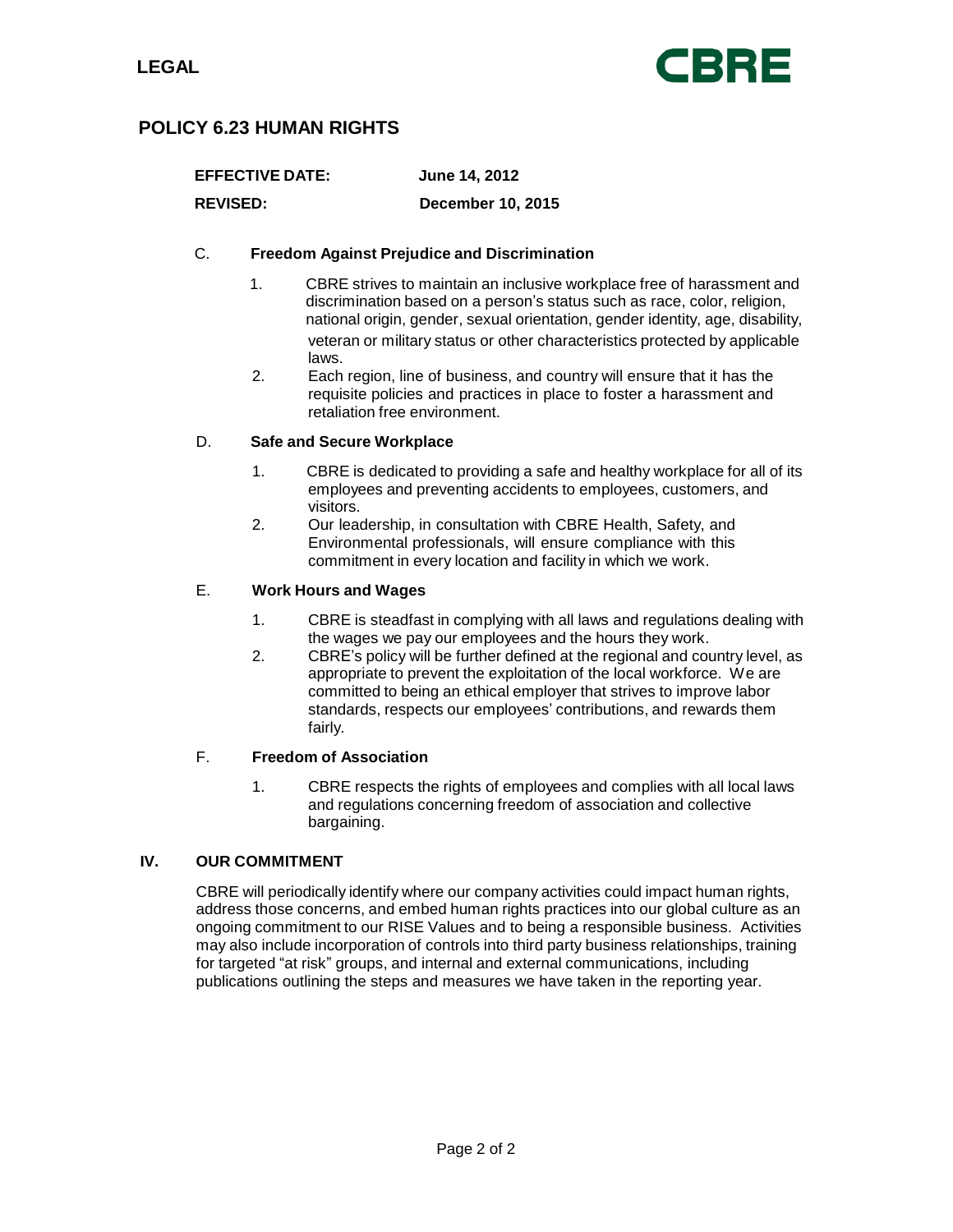# POLICY 6.23 HUMAN RIGHTS

| | |
|---|---|
| **EFFECTIVE DATE:** | **June 14, 2012** |
| **REVISED:** | **December 10, 2015** |

### C. Freedom Against Prejudice and Discrimination

1. CBRE strives to maintain an inclusive workplace free of harassment and discrimination based on a person's status such as race, color, religion, national origin, gender, sexual orientation, gender identity, age, disability, veteran or military status or other characteristics protected by applicable laws.
2. Each region, line of business, and country will ensure that it has the requisite policies and practices in place to foster a harassment and retaliation free environment.

### D. Safe and Secure Workplace

1. CBRE is dedicated to providing a safe and healthy workplace for all of its employees and preventing accidents to employees, customers, and visitors.
2. Our leadership, in consultation with CBRE Health, Safety, and Environmental professionals, will ensure compliance with this commitment in every location and facility in which we work.

### E. Work Hours and Wages

1. CBRE is steadfast in complying with all laws and regulations dealing with the wages we pay our employees and the hours they work.
2. CBRE's policy will be further defined at the regional and country level, as appropriate to prevent the exploitation of the local workforce. We are committed to being an ethical employer that strives to improve labor standards, respects our employees' contributions, and rewards them fairly.

### F. Freedom of Association

1. CBRE respects the rights of employees and complies with all local laws and regulations concerning freedom of association and collective bargaining.

## IV. OUR COMMITMENT

CBRE will periodically identify where our company activities could impact human rights, address those concerns, and embed human rights practices into our global culture as an ongoing commitment to our RISE Values and to being a responsible business. Activities may also include incorporation of controls into third party business relationships, training for targeted "at risk" groups, and internal and external communications, including publications outlining the steps and measures we have taken in the reporting year.